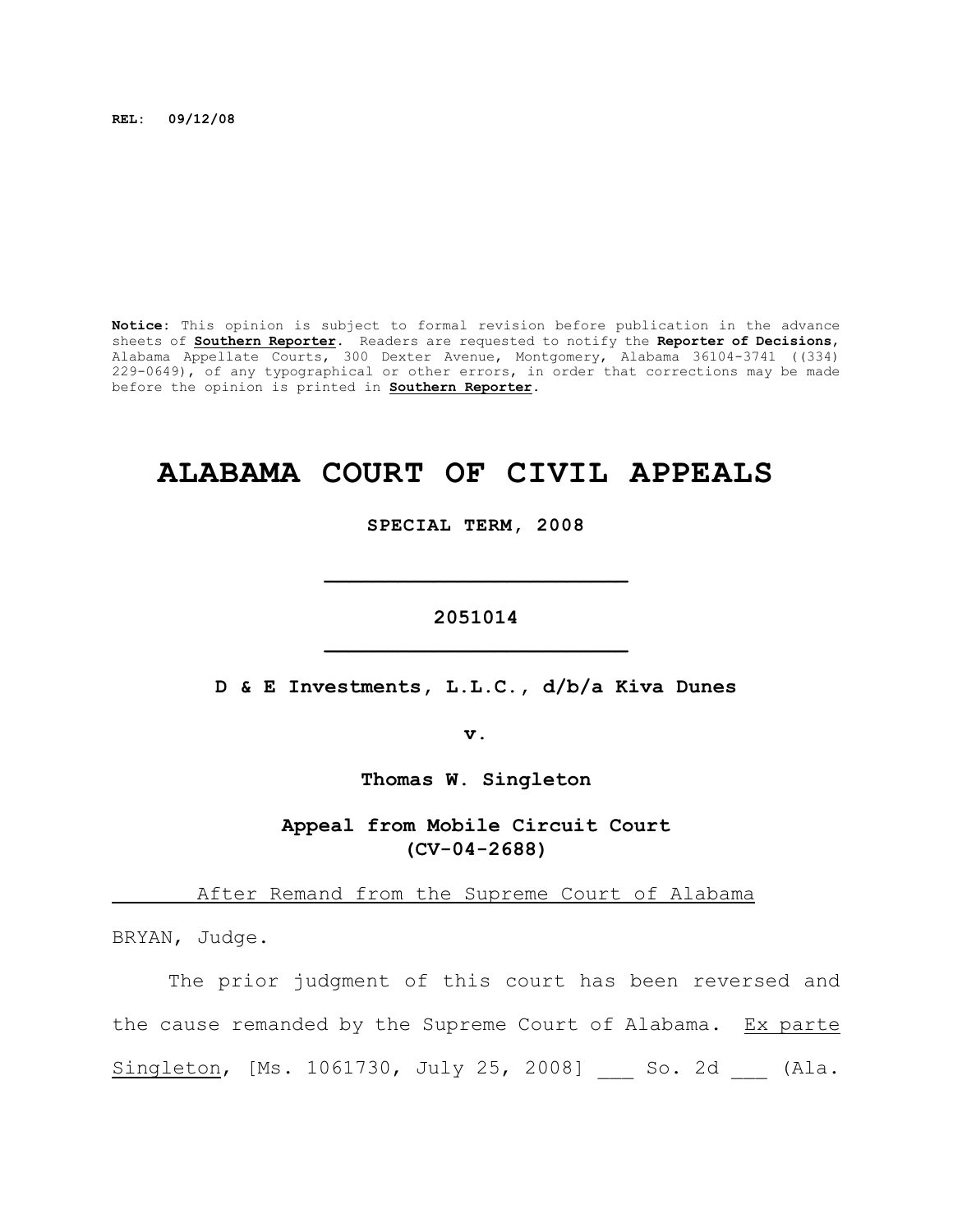REL: 09/12/08

**Notice**: This opinion is subject to formal revision before publication in the advance sheets of **Southern Reporter**. Readers are requested to notify the **Reporter of Decisions**, Alabama Appellate Courts, 300 Dexter Avenue, Montgomery, Alabama 36104-3741 ((334) 229-0649), of any typographical or other errors, in order that corrections may be made before the opinion is printed in **Southern Reporter**.

# ALABAMA COURT OF CIVIL APPEALS

**SPECIAL TERM, 2008**

---

**2051014**

---

**D & E Investments, L.L.C., d/b/a Kiva Dunes**

**v.**

**Thomas W. Singleton**

**Appeal from Mobile Circuit Court**
**(CV-04-2688)**

After Remand from the Supreme Court of Alabama

BRYAN, Judge.

The prior judgment of this court has been reversed and the cause remanded by the Supreme Court of Alabama. Ex parte Singleton, [Ms. 1061730, July 25, 2008] ___ So. 2d ___ (Ala.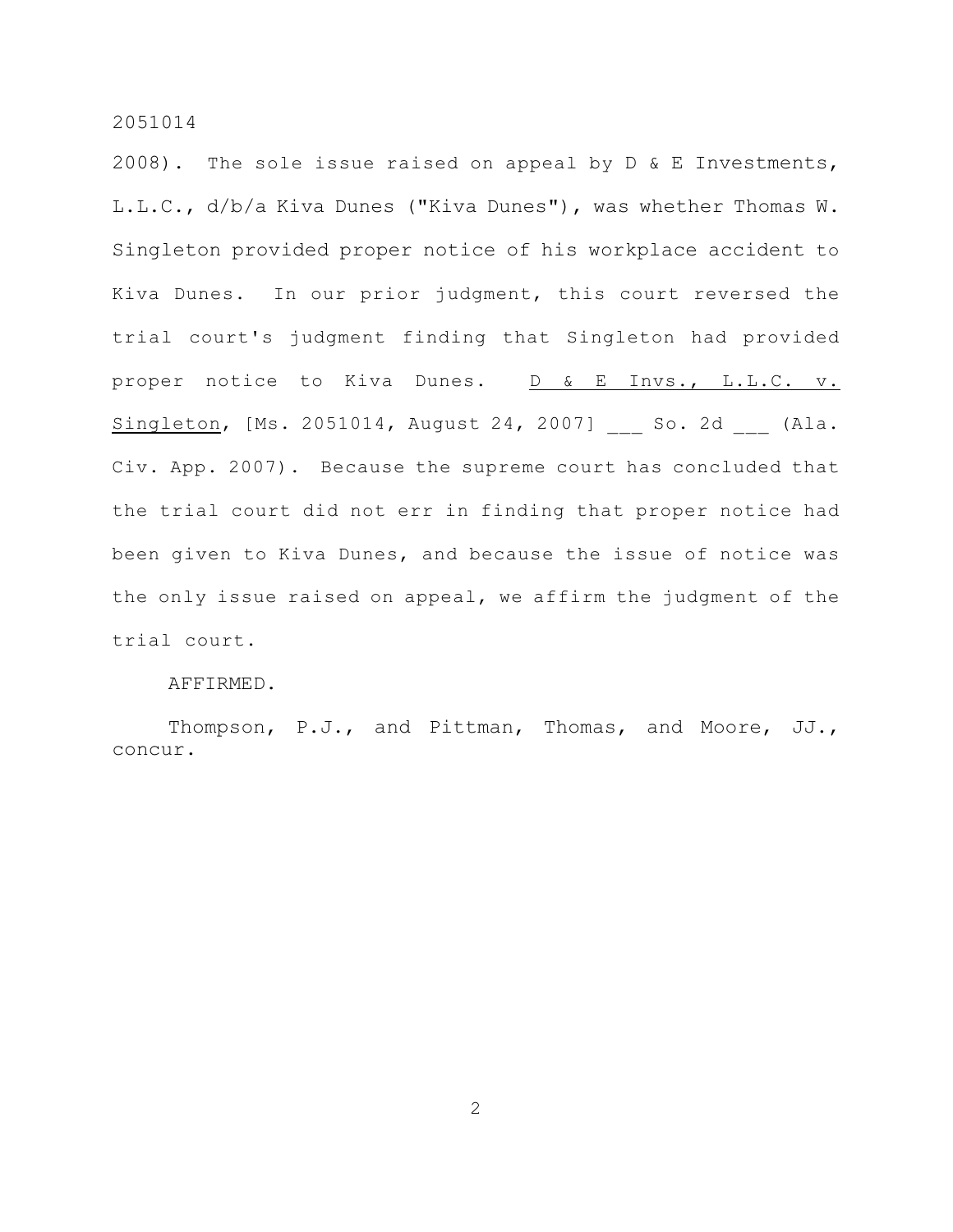2008). The sole issue raised on appeal by D & E Investments, L.L.C., d/b/a Kiva Dunes ("Kiva Dunes"), was whether Thomas W. Singleton provided proper notice of his workplace accident to Kiva Dunes. In our prior judgment, this court reversed the trial court's judgment finding that Singleton had provided proper notice to Kiva Dunes. D & E Invs., L.L.C. v. Singleton, [Ms. 2051014, August 24, 2007] ___ So. 2d ___ (Ala. Civ. App. 2007). Because the supreme court has concluded that the trial court did not err in finding that proper notice had been given to Kiva Dunes, and because the issue of notice was the only issue raised on appeal, we affirm the judgment of the trial court.

AFFIRMED.

Thompson, P.J., and Pittman, Thomas, and Moore, JJ., concur.